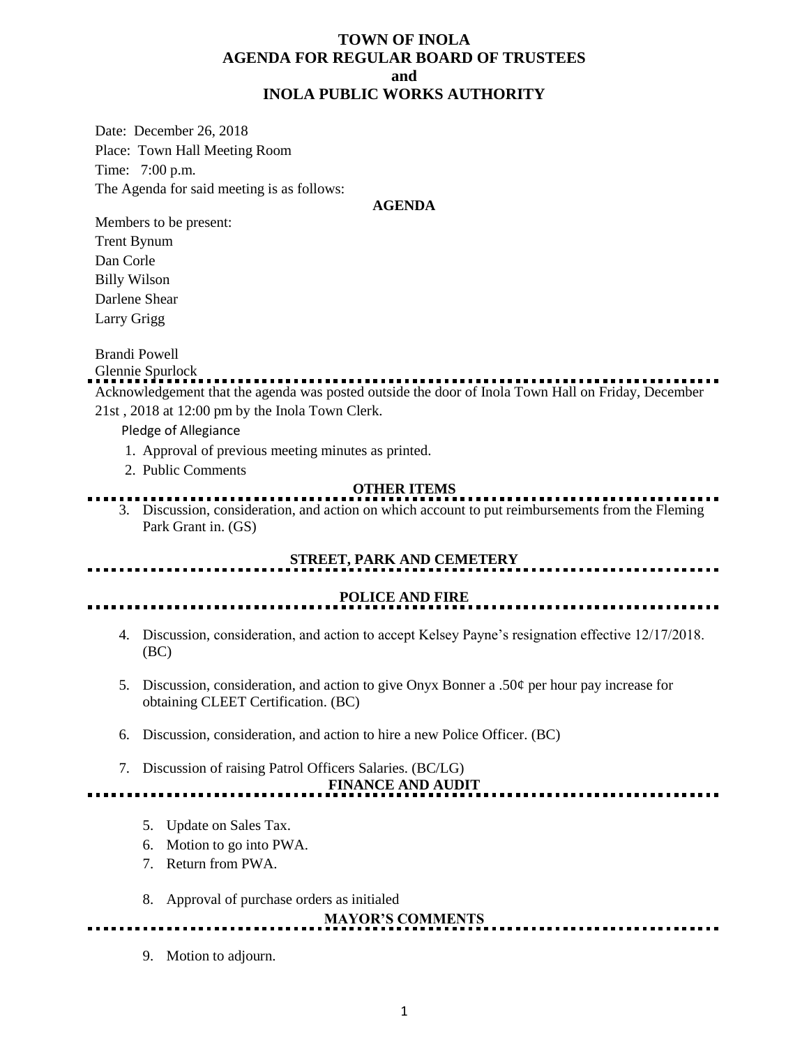# TOWN OF INOLA
## AGENDA FOR REGULAR BOARD OF TRUSTEES
## and
## INOLA PUBLIC WORKS AUTHORITY

Date: December 26, 2018
Place: Town Hall Meeting Room
Time: 7:00 p.m.
The Agenda for said meeting is as follows:

**AGENDA**

Members to be present:
Trent Bynum
Dan Corle
Billy Wilson
Darlene Shear
Larry Grigg

Brandi Powell
Glennie Spurlock

---

Acknowledgement that the agenda was posted outside the door of Inola Town Hall on Friday, December 21st , 2018 at 12:00 pm by the Inola Town Clerk.

Pledge of Allegiance

1. Approval of previous meeting minutes as printed.
2. Public Comments

**OTHER ITEMS**

---

3. Discussion, consideration, and action on which account to put reimbursements from the Fleming Park Grant in. (GS)

**STREET, PARK AND CEMETERY**

---

**POLICE AND FIRE**

---

4. Discussion, consideration, and action to accept Kelsey Payne's resignation effective 12/17/2018. (BC)

5. Discussion, consideration, and action to give Onyx Bonner a .50¢ per hour pay increase for obtaining CLEET Certification. (BC)

6. Discussion, consideration, and action to hire a new Police Officer. (BC)

7. Discussion of raising Patrol Officers Salaries. (BC/LG)

**FINANCE AND AUDIT**

---

5. Update on Sales Tax.
6. Motion to go into PWA.
7. Return from PWA.

8. Approval of purchase orders as initialed

**MAYOR'S COMMENTS**

---

9. Motion to adjourn.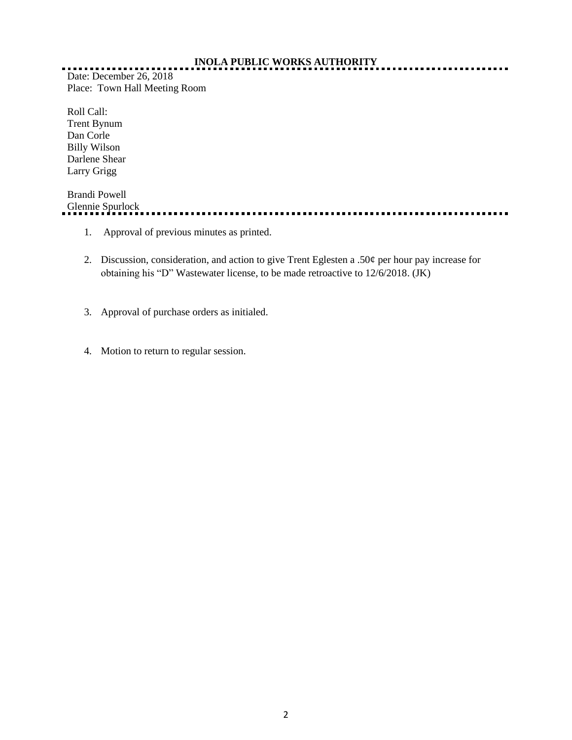**INOLA PUBLIC WORKS AUTHORITY**

Date: December 26, 2018
Place: Town Hall Meeting Room

Roll Call:
Trent Bynum
Dan Corle
Billy Wilson
Darlene Shear
Larry Grigg

Brandi Powell
Glennie Spurlock

1. Approval of previous minutes as printed.

2. Discussion, consideration, and action to give Trent Eglesten a .50¢ per hour pay increase for obtaining his "D" Wastewater license, to be made retroactive to 12/6/2018. (JK)

3. Approval of purchase orders as initialed.

4. Motion to return to regular session.